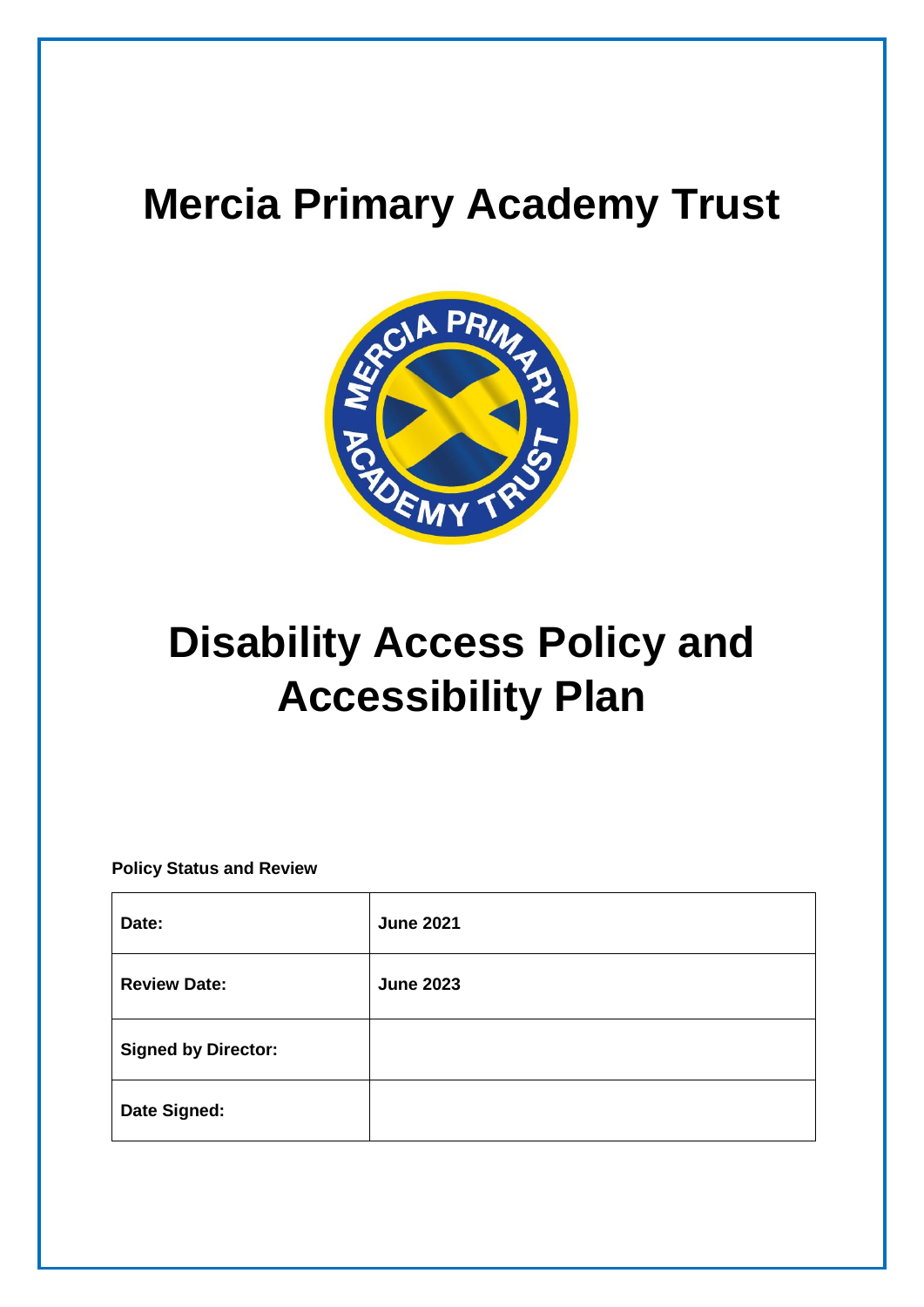# Mercia Primary Academy Trust

# Disability Access Policy and Accessibility Plan

**Policy Status and Review**

| | |
|---|---|
| **Date:** | **June 2021** |
| **Review Date:** | **June 2023** |
| **Signed by Director:** | |
| **Date Signed:** | |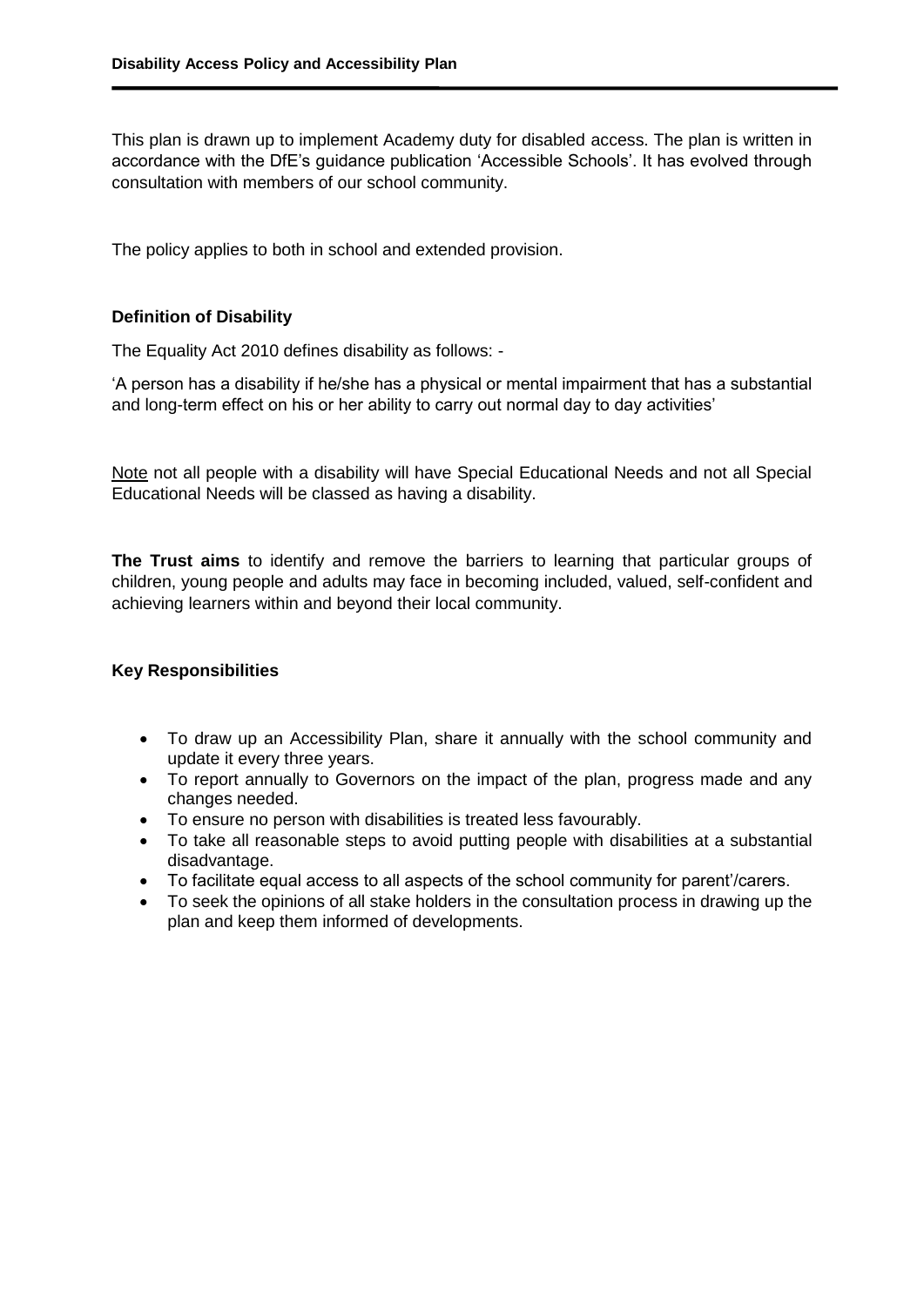This plan is drawn up to implement Academy duty for disabled access. The plan is written in accordance with the DfE's guidance publication 'Accessible Schools'. It has evolved through consultation with members of our school community.

The policy applies to both in school and extended provision.

**Definition of Disability**

The Equality Act 2010 defines disability as follows: -

'A person has a disability if he/she has a physical or mental impairment that has a substantial and long-term effect on his or her ability to carry out normal day to day activities'

Note not all people with a disability will have Special Educational Needs and not all Special Educational Needs will be classed as having a disability.

**The Trust aims** to identify and remove the barriers to learning that particular groups of children, young people and adults may face in becoming included, valued, self-confident and achieving learners within and beyond their local community.

**Key Responsibilities**

- To draw up an Accessibility Plan, share it annually with the school community and update it every three years.
- To report annually to Governors on the impact of the plan, progress made and any changes needed.
- To ensure no person with disabilities is treated less favourably.
- To take all reasonable steps to avoid putting people with disabilities at a substantial disadvantage.
- To facilitate equal access to all aspects of the school community for parent'/carers.
- To seek the opinions of all stake holders in the consultation process in drawing up the plan and keep them informed of developments.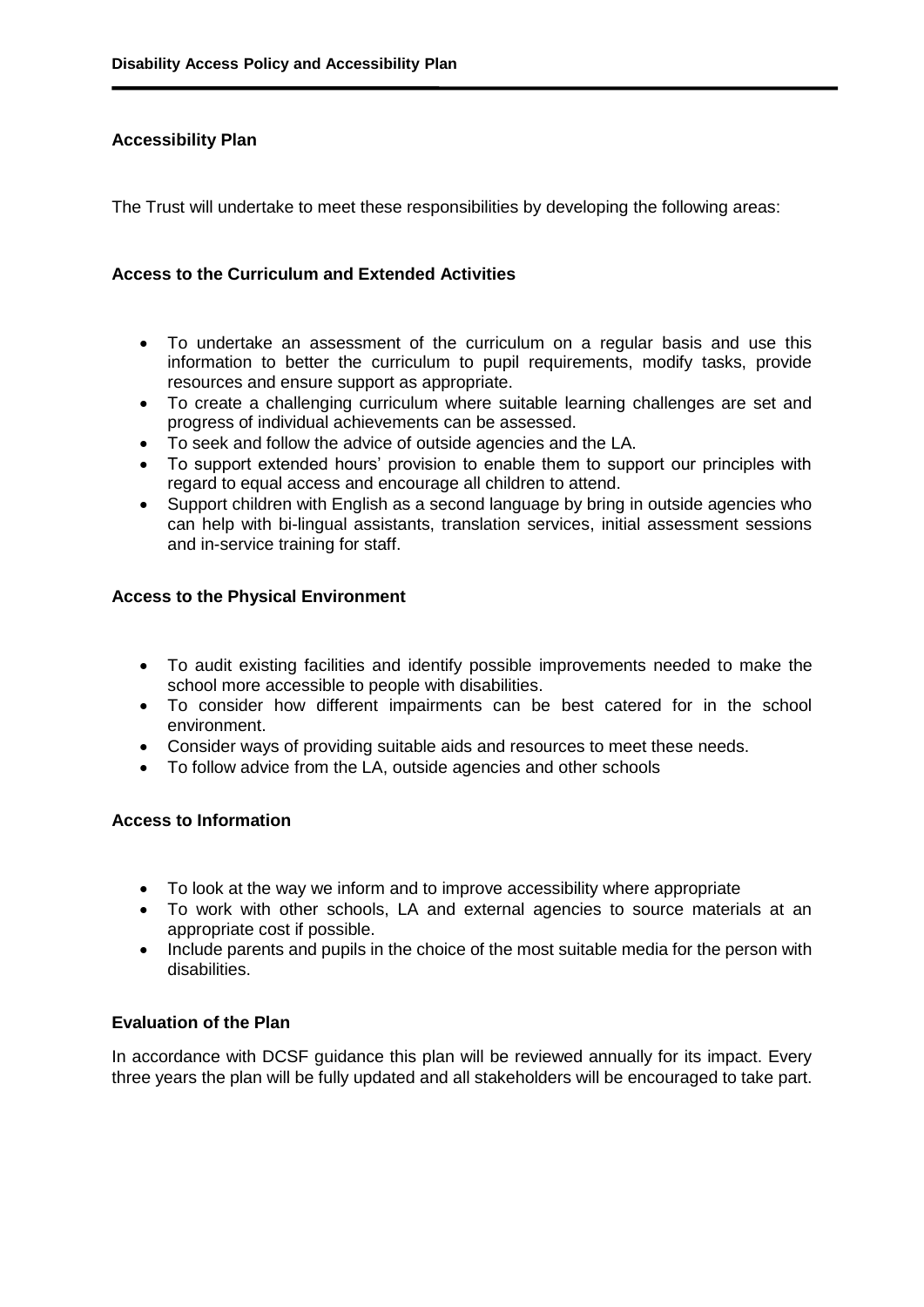## Accessibility Plan

The Trust will undertake to meet these responsibilities by developing the following areas:

### Access to the Curriculum and Extended Activities

- To undertake an assessment of the curriculum on a regular basis and use this information to better the curriculum to pupil requirements, modify tasks, provide resources and ensure support as appropriate.
- To create a challenging curriculum where suitable learning challenges are set and progress of individual achievements can be assessed.
- To seek and follow the advice of outside agencies and the LA.
- To support extended hours' provision to enable them to support our principles with regard to equal access and encourage all children to attend.
- Support children with English as a second language by bring in outside agencies who can help with bi-lingual assistants, translation services, initial assessment sessions and in-service training for staff.

### Access to the Physical Environment

- To audit existing facilities and identify possible improvements needed to make the school more accessible to people with disabilities.
- To consider how different impairments can be best catered for in the school environment.
- Consider ways of providing suitable aids and resources to meet these needs.
- To follow advice from the LA, outside agencies and other schools

### Access to Information

- To look at the way we inform and to improve accessibility where appropriate
- To work with other schools, LA and external agencies to source materials at an appropriate cost if possible.
- Include parents and pupils in the choice of the most suitable media for the person with disabilities.

### Evaluation of the Plan

In accordance with DCSF guidance this plan will be reviewed annually for its impact. Every three years the plan will be fully updated and all stakeholders will be encouraged to take part.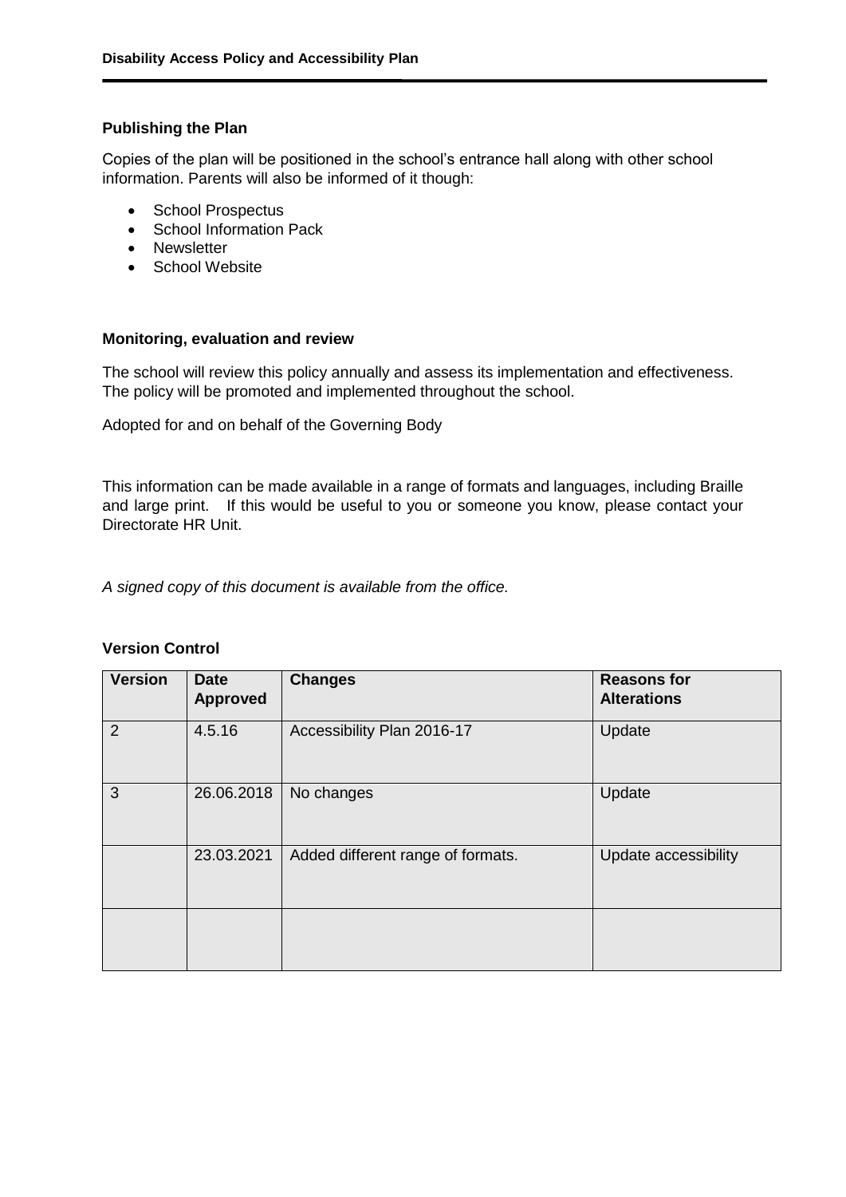### Publishing the Plan

Copies of the plan will be positioned in the school's entrance hall along with other school information. Parents will also be informed of it though:

- School Prospectus
- School Information Pack
- Newsletter
- School Website

### Monitoring, evaluation and review

The school will review this policy annually and assess its implementation and effectiveness. The policy will be promoted and implemented throughout the school.

Adopted for and on behalf of the Governing Body

This information can be made available in a range of formats and languages, including Braille and large print. If this would be useful to you or someone you know, please contact your Directorate HR Unit.

*A signed copy of this document is available from the office.*

### Version Control

| Version | Date Approved | Changes | Reasons for Alterations |
|---|---|---|---|
| 2 | 4.5.16 | Accessibility Plan 2016-17 | Update |
| 3 | 26.06.2018 | No changes | Update |
| | 23.03.2021 | Added different range of formats. | Update accessibility |
| | | | |